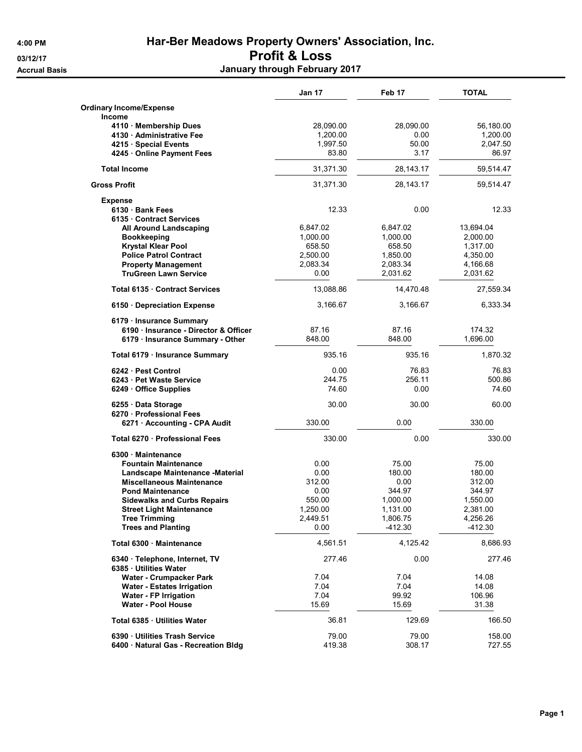# Har-Ber Meadows Property Owners' Association, Inc.

## Profit & Loss

### January through February 2017

4:00 PM
03/12/17
Accrual Basis

| | Jan 17 | Feb 17 | TOTAL |
|---|---|---|---|
| **Ordinary Income/Expense** | | | |
| **Income** | | | |
| 4110 · Membership Dues | 28,090.00 | 28,090.00 | 56,180.00 |
| 4130 · Administrative Fee | 1,200.00 | 0.00 | 1,200.00 |
| 4215 · Special Events | 1,997.50 | 50.00 | 2,047.50 |
| 4245 · Online Payment Fees | 83.80 | 3.17 | 86.97 |
| **Total Income** | 31,371.30 | 28,143.17 | 59,514.47 |
| **Gross Profit** | 31,371.30 | 28,143.17 | 59,514.47 |
| **Expense** | | | |
| 6130 · Bank Fees | 12.33 | 0.00 | 12.33 |
| 6135 · Contract Services | | | |
| All Around Landscaping | 6,847.02 | 6,847.02 | 13,694.04 |
| Bookkeeping | 1,000.00 | 1,000.00 | 2,000.00 |
| Krystal Klear Pool | 658.50 | 658.50 | 1,317.00 |
| Police Patrol Contract | 2,500.00 | 1,850.00 | 4,350.00 |
| Property Management | 2,083.34 | 2,083.34 | 4,166.68 |
| TruGreen Lawn Service | 0.00 | 2,031.62 | 2,031.62 |
| **Total 6135 · Contract Services** | 13,088.86 | 14,470.48 | 27,559.34 |
| 6150 · Depreciation Expense | 3,166.67 | 3,166.67 | 6,333.34 |
| 6179 · Insurance Summary | | | |
| 6190 · Insurance - Director & Officer | 87.16 | 87.16 | 174.32 |
| 6179 · Insurance Summary - Other | 848.00 | 848.00 | 1,696.00 |
| **Total 6179 · Insurance Summary** | 935.16 | 935.16 | 1,870.32 |
| 6242 · Pest Control | 0.00 | 76.83 | 76.83 |
| 6243 · Pet Waste Service | 244.75 | 256.11 | 500.86 |
| 6249 · Office Supplies | 74.60 | 0.00 | 74.60 |
| 6255 · Data Storage | 30.00 | 30.00 | 60.00 |
| 6270 · Professional Fees | | | |
| 6271 · Accounting - CPA Audit | 330.00 | 0.00 | 330.00 |
| **Total 6270 · Professional Fees** | 330.00 | 0.00 | 330.00 |
| 6300 · Maintenance | | | |
| Fountain Maintenance | 0.00 | 75.00 | 75.00 |
| Landscape Maintenance -Material | 0.00 | 180.00 | 180.00 |
| Miscellaneous Maintenance | 312.00 | 0.00 | 312.00 |
| Pond Maintenance | 0.00 | 344.97 | 344.97 |
| Sidewalks and Curbs Repairs | 550.00 | 1,000.00 | 1,550.00 |
| Street Light Maintenance | 1,250.00 | 1,131.00 | 2,381.00 |
| Tree Trimming | 2,449.51 | 1,806.75 | 4,256.26 |
| Trees and Planting | 0.00 | -412.30 | -412.30 |
| **Total 6300 · Maintenance** | 4,561.51 | 4,125.42 | 8,686.93 |
| 6340 · Telephone, Internet, TV | 277.46 | 0.00 | 277.46 |
| 6385 · Utilities Water | | | |
| Water - Crumpacker Park | 7.04 | 7.04 | 14.08 |
| Water - Estates Irrigation | 7.04 | 7.04 | 14.08 |
| Water - FP Irrigation | 7.04 | 99.92 | 106.96 |
| Water - Pool House | 15.69 | 15.69 | 31.38 |
| **Total 6385 · Utilities Water** | 36.81 | 129.69 | 166.50 |
| 6390 · Utilities Trash Service | 79.00 | 79.00 | 158.00 |
| 6400 · Natural Gas - Recreation Bldg | 419.38 | 308.17 | 727.55 |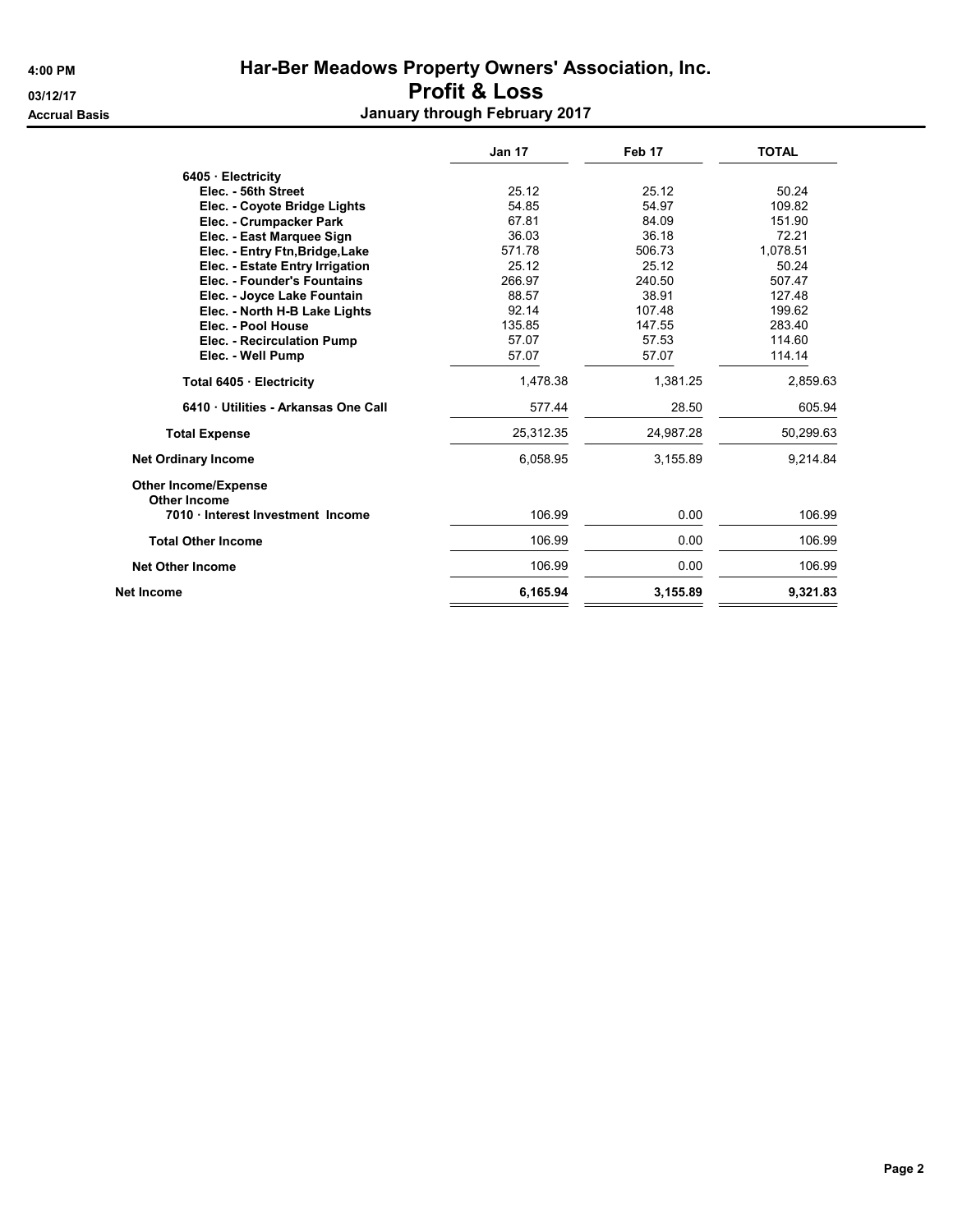# Har-Ber Meadows Property Owners' Association, Inc.

## Profit & Loss

### January through February 2017

4:00 PM
03/12/17
Accrual Basis

| | Jan 17 | Feb 17 | TOTAL |
|---|---|---|---|
| 6405 · Electricity | | | |
| Elec. - 56th Street | 25.12 | 25.12 | 50.24 |
| Elec. - Coyote Bridge Lights | 54.85 | 54.97 | 109.82 |
| Elec. - Crumpacker Park | 67.81 | 84.09 | 151.90 |
| Elec. - East Marquee Sign | 36.03 | 36.18 | 72.21 |
| Elec. - Entry Ftn,Bridge,Lake | 571.78 | 506.73 | 1,078.51 |
| Elec. - Estate Entry Irrigation | 25.12 | 25.12 | 50.24 |
| Elec. - Founder's Fountains | 266.97 | 240.50 | 507.47 |
| Elec. - Joyce Lake Fountain | 88.57 | 38.91 | 127.48 |
| Elec. - North H-B Lake Lights | 92.14 | 107.48 | 199.62 |
| Elec. - Pool House | 135.85 | 147.55 | 283.40 |
| Elec. - Recirculation Pump | 57.07 | 57.53 | 114.60 |
| Elec. - Well Pump | 57.07 | 57.07 | 114.14 |
| Total 6405 · Electricity | 1,478.38 | 1,381.25 | 2,859.63 |
| 6410 · Utilities - Arkansas One Call | 577.44 | 28.50 | 605.94 |
| Total Expense | 25,312.35 | 24,987.28 | 50,299.63 |
| Net Ordinary Income | 6,058.95 | 3,155.89 | 9,214.84 |
| Other Income/Expense | | | |
| Other Income | | | |
| 7010 · Interest Investment Income | 106.99 | 0.00 | 106.99 |
| Total Other Income | 106.99 | 0.00 | 106.99 |
| Net Other Income | 106.99 | 0.00 | 106.99 |
| **Net Income** | **6,165.94** | **3,155.89** | **9,321.83** |